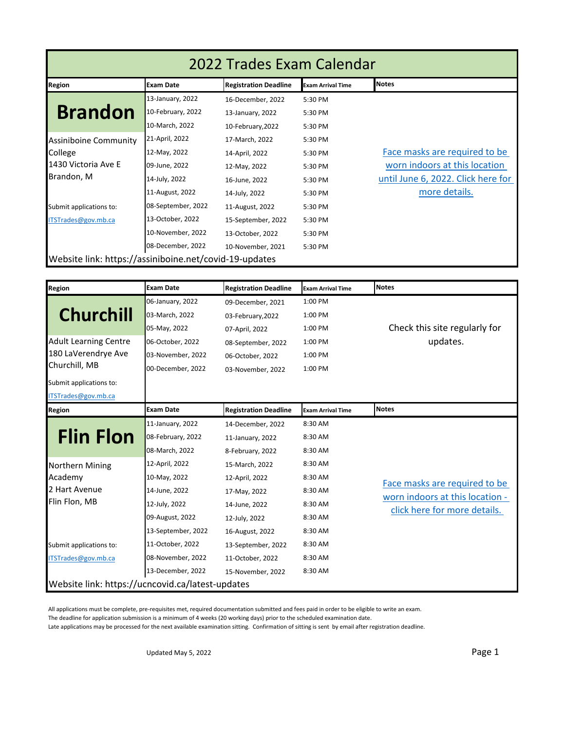# 2022 Trades Exam Calendar

| Region | Exam Date | Registration Deadline | Exam Arrival Time | Notes |
|---|---|---|---|---|
| **Brandon** | 13-January, 2022 | 16-December, 2022 | 5:30 PM | |
| | 10-February, 2022 | 13-January, 2022 | 5:30 PM | |
| | 10-March, 2022 | 10-February,2022 | 5:30 PM | |
| Assiniboine Community College | 21-April, 2022 | 17-March, 2022 | 5:30 PM | |
| 1430 Victoria Ave E | 12-May, 2022 | 14-April, 2022 | 5:30 PM | Face masks are required to be worn indoors at this location until June 6, 2022. Click here for more details. |
| Brandon, M | 09-June, 2022 | 12-May, 2022 | 5:30 PM | |
| | 14-July, 2022 | 16-June, 2022 | 5:30 PM | |
| | 11-August, 2022 | 14-July, 2022 | 5:30 PM | |
| Submit applications to: | 08-September, 2022 | 11-August, 2022 | 5:30 PM | |
| ITSTrades@gov.mb.ca | 13-October, 2022 | 15-September, 2022 | 5:30 PM | |
| | 10-November, 2022 | 13-October, 2022 | 5:30 PM | |
| | 08-December, 2022 | 10-November, 2021 | 5:30 PM | |

Website link: https://assiniboine.net/covid-19-updates

| Region | Exam Date | Registration Deadline | Exam Arrival Time | Notes |
|---|---|---|---|---|
| **Churchill** | 06-January, 2022 | 09-December, 2021 | 1:00 PM | |
| | 03-March, 2022 | 03-February,2022 | 1:00 PM | |
| | 05-May, 2022 | 07-April, 2022 | 1:00 PM | Check this site regularly for updates. |
| Adult Learning Centre | 06-October, 2022 | 08-September, 2022 | 1:00 PM | |
| 180 LaVerendrye Ave | 03-November, 2022 | 06-October, 2022 | 1:00 PM | |
| Churchill, MB | 00-December, 2022 | 03-November, 2022 | 1:00 PM | |
| Submit applications to: | | | | |
| ITSTrades@gov.mb.ca | | | | |

| Region | Exam Date | Registration Deadline | Exam Arrival Time | Notes |
|---|---|---|---|---|
| **Flin Flon** | 11-January, 2022 | 14-December, 2022 | 8:30 AM | |
| | 08-February, 2022 | 11-January, 2022 | 8:30 AM | |
| | 08-March, 2022 | 8-February, 2022 | 8:30 AM | |
| Northern Mining Academy | 12-April, 2022 | 15-March, 2022 | 8:30 AM | |
| | 10-May, 2022 | 12-April, 2022 | 8:30 AM | Face masks are required to be worn indoors at this location - click here for more details. |
| 2 Hart Avenue | 14-June, 2022 | 17-May, 2022 | 8:30 AM | |
| Flin Flon, MB | 12-July, 2022 | 14-June, 2022 | 8:30 AM | |
| | 09-August, 2022 | 12-July, 2022 | 8:30 AM | |
| | 13-September, 2022 | 16-August, 2022 | 8:30 AM | |
| Submit applications to: | 11-October, 2022 | 13-September, 2022 | 8:30 AM | |
| ITSTrades@gov.mb.ca | 08-November, 2022 | 11-October, 2022 | 8:30 AM | |
| | 13-December, 2022 | 15-November, 2022 | 8:30 AM | |

Website link: https://ucncovid.ca/latest-updates

All applications must be complete, pre-requisites met, required documentation submitted and fees paid in order to be eligible to write an exam.
The deadline for application submission is a minimum of 4 weeks (20 working days) prior to the scheduled examination date.
Late applications may be processed for the next available examination sitting. Confirmation of sitting is sent by email after registration deadline.

Updated May 5, 2022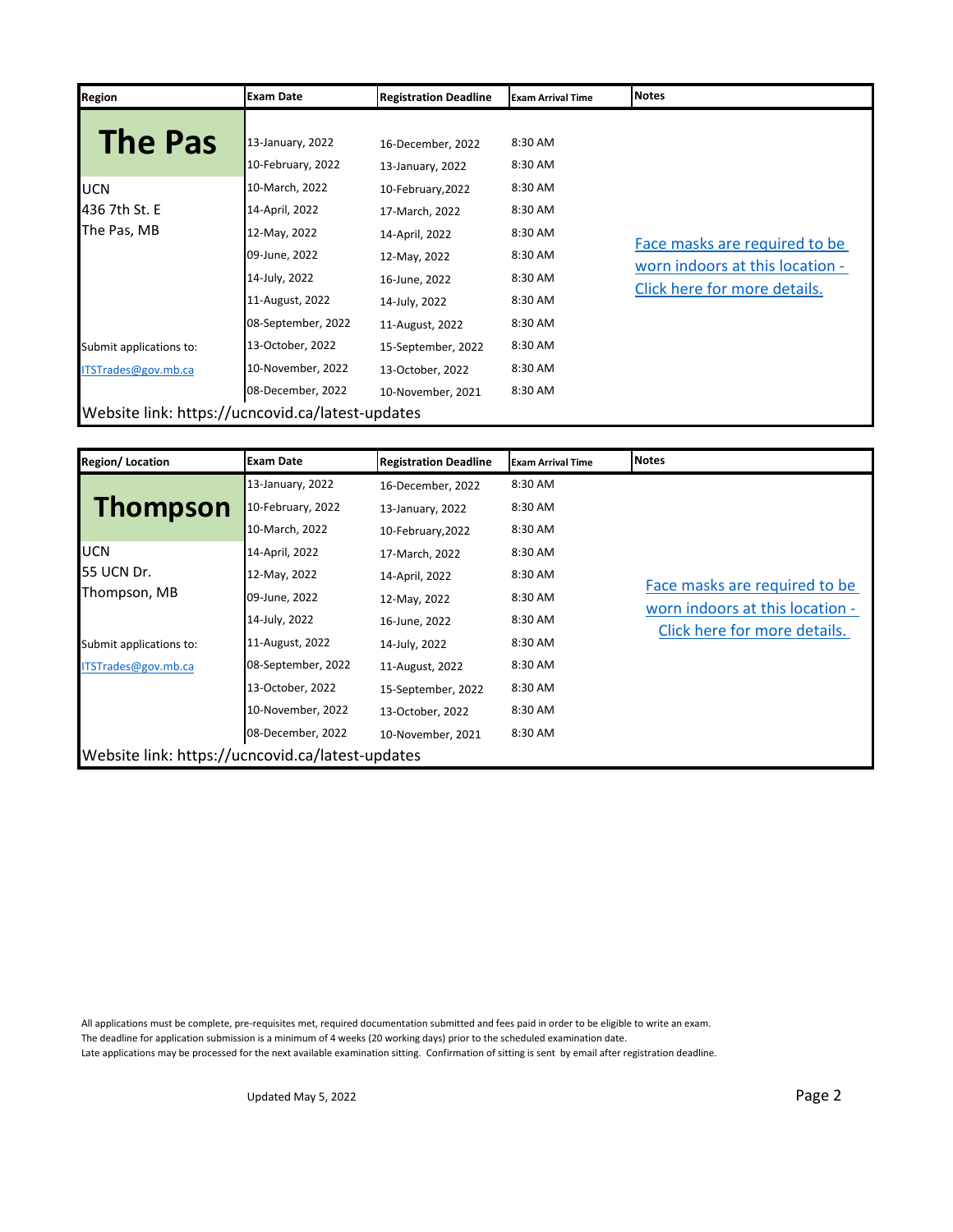| Region | Exam Date | Registration Deadline | Exam Arrival Time | Notes |
|---|---|---|---|---|
| **The Pas** | 13-January, 2022 | 16-December, 2022 | 8:30 AM | |
| | 10-February, 2022 | 13-January, 2022 | 8:30 AM | |
| UCN | 10-March, 2022 | 10-February,2022 | 8:30 AM | |
| 436 7th St. E | 14-April, 2022 | 17-March, 2022 | 8:30 AM | |
| The Pas, MB | 12-May, 2022 | 14-April, 2022 | 8:30 AM | Face masks are required to be worn indoors at this location - Click here for more details. |
| | 09-June, 2022 | 12-May, 2022 | 8:30 AM | |
| | 14-July, 2022 | 16-June, 2022 | 8:30 AM | |
| | 11-August, 2022 | 14-July, 2022 | 8:30 AM | |
| | 08-September, 2022 | 11-August, 2022 | 8:30 AM | |
| Submit applications to: | 13-October, 2022 | 15-September, 2022 | 8:30 AM | |
| ITSTrades@gov.mb.ca | 10-November, 2022 | 13-October, 2022 | 8:30 AM | |
| | 08-December, 2022 | 10-November, 2021 | 8:30 AM | |
| Website link: https://ucncovid.ca/latest-updates | | | | |

| Region/ Location | Exam Date | Registration Deadline | Exam Arrival Time | Notes |
|---|---|---|---|---|
| **Thompson** | 13-January, 2022 | 16-December, 2022 | 8:30 AM | |
| | 10-February, 2022 | 13-January, 2022 | 8:30 AM | |
| | 10-March, 2022 | 10-February,2022 | 8:30 AM | |
| UCN | 14-April, 2022 | 17-March, 2022 | 8:30 AM | |
| 55 UCN Dr. | 12-May, 2022 | 14-April, 2022 | 8:30 AM | |
| Thompson, MB | 09-June, 2022 | 12-May, 2022 | 8:30 AM | Face masks are required to be worn indoors at this location - Click here for more details. |
| | 14-July, 2022 | 16-June, 2022 | 8:30 AM | |
| Submit applications to: | 11-August, 2022 | 14-July, 2022 | 8:30 AM | |
| ITSTrades@gov.mb.ca | 08-September, 2022 | 11-August, 2022 | 8:30 AM | |
| | 13-October, 2022 | 15-September, 2022 | 8:30 AM | |
| | 10-November, 2022 | 13-October, 2022 | 8:30 AM | |
| | 08-December, 2022 | 10-November, 2021 | 8:30 AM | |
| Website link: https://ucncovid.ca/latest-updates | | | | |

All applications must be complete, pre-requisites met, required documentation submitted and fees paid in order to be eligible to write an exam.
The deadline for application submission is a minimum of 4 weeks (20 working days) prior to the scheduled examination date.
Late applications may be processed for the next available examination sitting. Confirmation of sitting is sent by email after registration deadline.

Updated May 5, 2022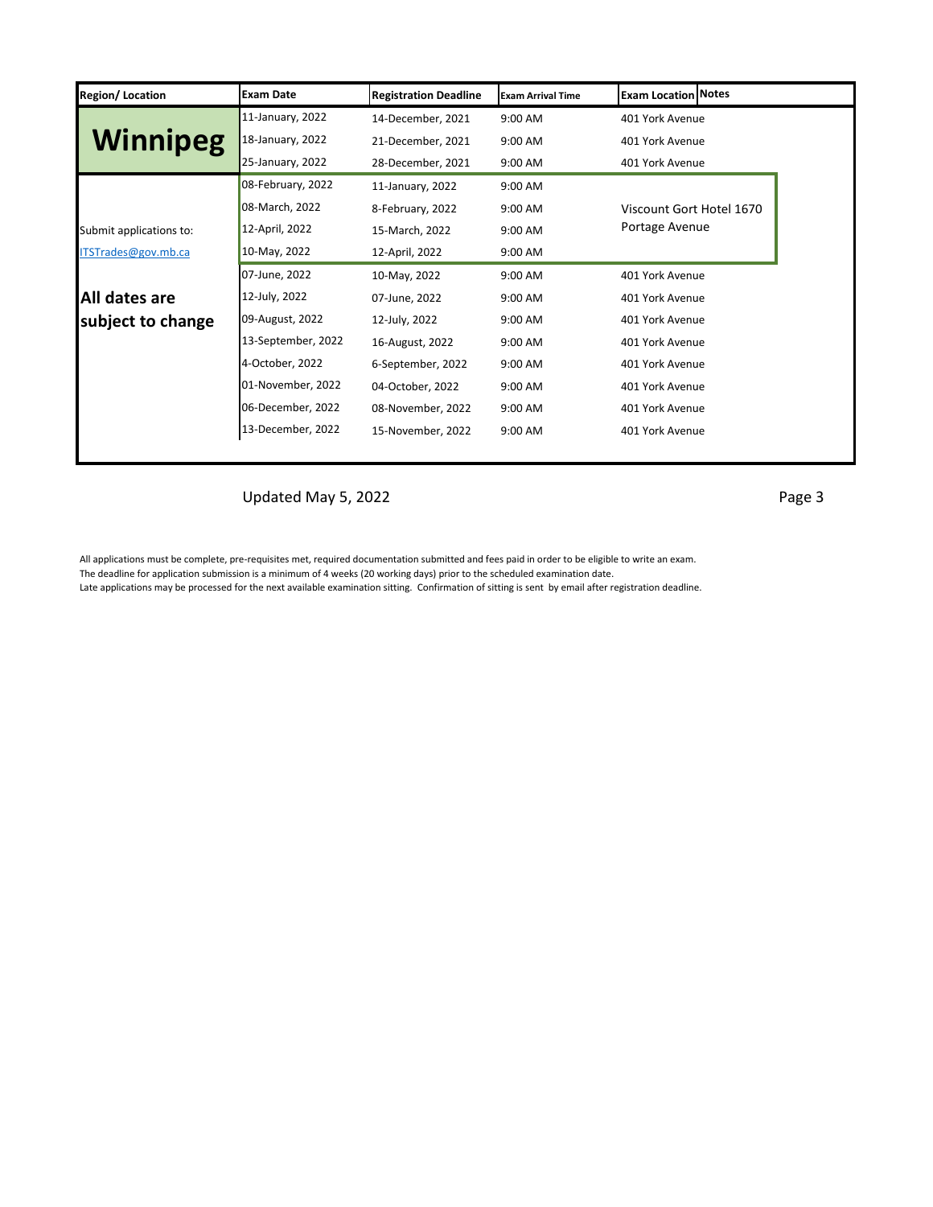| Region/ Location | Exam Date | Registration Deadline | Exam Arrival Time | Exam Location | Notes |
|---|---|---|---|---|---|
| **Winnipeg** | 11-January, 2022 | 14-December, 2021 | 9:00 AM | 401 York Avenue | |
| | 18-January, 2022 | 21-December, 2021 | 9:00 AM | 401 York Avenue | |
| | 25-January, 2022 | 28-December, 2021 | 9:00 AM | 401 York Avenue | |
| | 08-February, 2022 | 11-January, 2022 | 9:00 AM | Viscount Gort Hotel 1670 Portage Avenue | |
| | 08-March, 2022 | 8-February, 2022 | 9:00 AM | Viscount Gort Hotel 1670 Portage Avenue | |
| Submit applications to: | 12-April, 2022 | 15-March, 2022 | 9:00 AM | Viscount Gort Hotel 1670 Portage Avenue | |
| ITSTrades@gov.mb.ca | 10-May, 2022 | 12-April, 2022 | 9:00 AM | Viscount Gort Hotel 1670 Portage Avenue | |
| | 07-June, 2022 | 10-May, 2022 | 9:00 AM | 401 York Avenue | |
| **All dates are subject to change** | 12-July, 2022 | 07-June, 2022 | 9:00 AM | 401 York Avenue | |
| | 09-August, 2022 | 12-July, 2022 | 9:00 AM | 401 York Avenue | |
| | 13-September, 2022 | 16-August, 2022 | 9:00 AM | 401 York Avenue | |
| | 4-October, 2022 | 6-September, 2022 | 9:00 AM | 401 York Avenue | |
| | 01-November, 2022 | 04-October, 2022 | 9:00 AM | 401 York Avenue | |
| | 06-December, 2022 | 08-November, 2022 | 9:00 AM | 401 York Avenue | |
| | 13-December, 2022 | 15-November, 2022 | 9:00 AM | 401 York Avenue | |

Updated May 5, 2022

All applications must be complete, pre-requisites met, required documentation submitted and fees paid in order to be eligible to write an exam.
The deadline for application submission is a minimum of 4 weeks (20 working days) prior to the scheduled examination date.
Late applications may be processed for the next available examination sitting. Confirmation of sitting is sent by email after registration deadline.